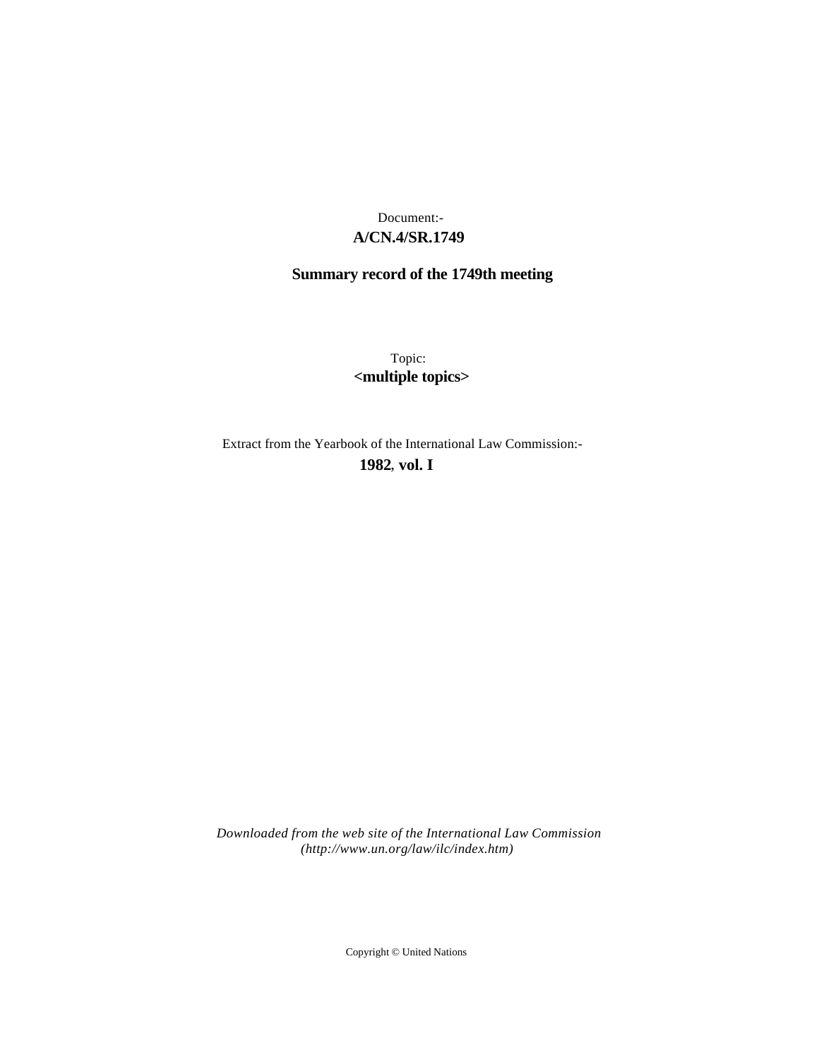Document:-

**A/CN.4/SR.1749**

**Summary record of the 1749th meeting**

Topic:

**<multiple topics>**

Extract from the Yearbook of the International Law Commission:-

**1982, vol. I**

*Downloaded from the web site of the International Law Commission (http://www.un.org/law/ilc/index.htm)*

Copyright © United Nations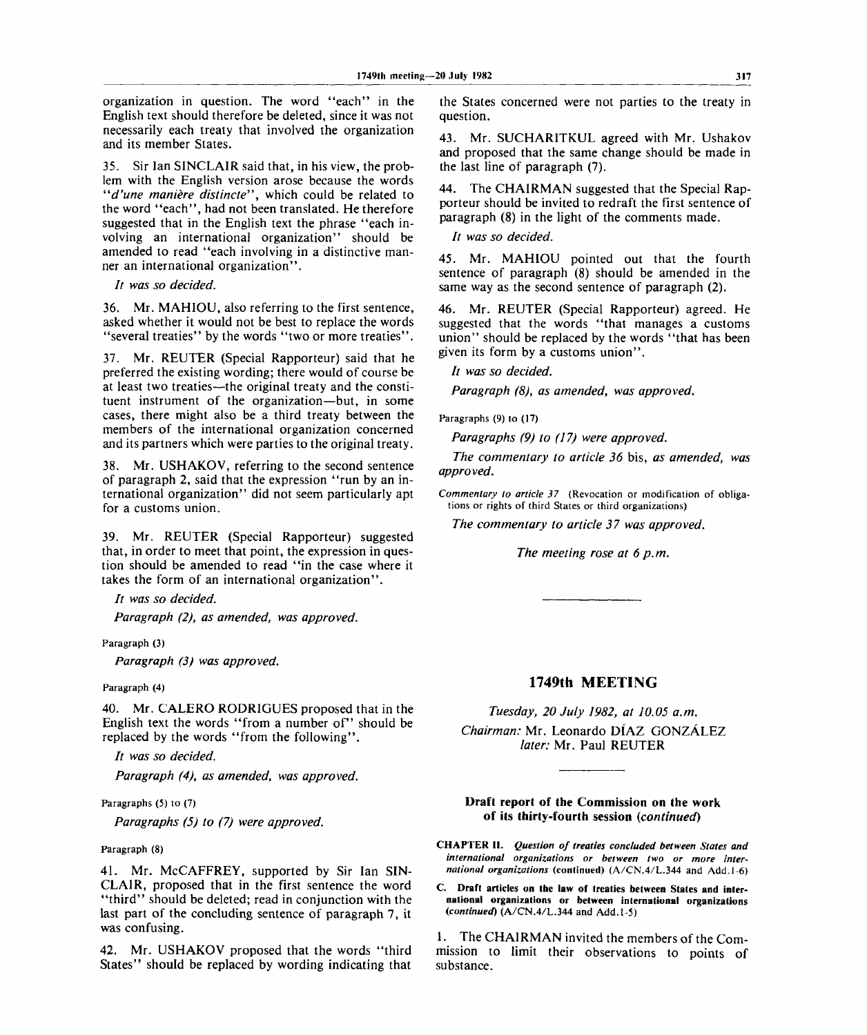organization in question. The word "each" in the English text should therefore be deleted, since it was not necessarily each treaty that involved the organization and its member States.

35. Sir Ian SINCLAIR said that, in his view, the problem with the English version arose because the words "*d'une manière distincte*", which could be related to the word "each", had not been translated. He therefore suggested that in the English text the phrase "each involving an international organization" should be amended to read "each involving in a distinctive manner an international organization".

*It was so decided.*

36. Mr. MAHIOU, also referring to the first sentence, asked whether it would not be best to replace the words "several treaties" by the words "two or more treaties".

37. Mr. REUTER (Special Rapporteur) said that he preferred the existing wording; there would of course be at least two treaties—the original treaty and the constituent instrument of the organization—but, in some cases, there might also be a third treaty between the members of the international organization concerned and its partners which were parties to the original treaty.

38. Mr. USHAKOV, referring to the second sentence of paragraph 2, said that the expression "run by an international organization" did not seem particularly apt for a customs union.

39. Mr. REUTER (Special Rapporteur) suggested that, in order to meet that point, the expression in question should be amended to read "in the case where it takes the form of an international organization".

*It was so decided.*

*Paragraph (2), as amended, was approved.*

Paragraph (3)

*Paragraph (3) was approved.*

Paragraph (4)

40. Mr. CALERO RODRIGUES proposed that in the English text the words "from a number of" should be replaced by the words "from the following".

*It was so decided.*

*Paragraph (4), as amended, was approved.*

Paragraphs (5) to (7)

*Paragraphs (5) to (7) were approved.*

Paragraph (8)

41. Mr. McCAFFREY, supported by Sir Ian SINCLAIR, proposed that in the first sentence the word "third" should be deleted; read in conjunction with the last part of the concluding sentence of paragraph 7, it was confusing.

42. Mr. USHAKOV proposed that the words "third States" should be replaced by wording indicating that the States concerned were not parties to the treaty in question.

43. Mr. SUCHARITKUL agreed with Mr. Ushakov and proposed that the same change should be made in the last line of paragraph (7).

44. The CHAIRMAN suggested that the Special Rapporteur should be invited to redraft the first sentence of paragraph (8) in the light of the comments made.

*It was so decided.*

45. Mr. MAHIOU pointed out that the fourth sentence of paragraph (8) should be amended in the same way as the second sentence of paragraph (2).

46. Mr. REUTER (Special Rapporteur) agreed. He suggested that the words "that manages a customs union" should be replaced by the words "that has been given its form by a customs union".

*It was so decided.*

*Paragraph (8), as amended, was approved.*

Paragraphs (9) to (17)

*Paragraphs (9) to (17) were approved.*

*The commentary to article 36* bis, *as amended, was approved.*

*Commentary to article 37* (Revocation or modification of obligations or rights of third States or third organizations)

*The commentary to article 37 was approved.*

*The meeting rose at 6 p.m.*

---

## 1749th MEETING

*Tuesday, 20 July 1982, at 10.05 a.m.*

*Chairman:* Mr. Leonardo DÍAZ GONZÁLEZ
*later:* Mr. Paul REUTER

---

### Draft report of the Commission on the work of its thirty-fourth session (*continued*)

**CHAPTER II.** ***Question of treaties concluded between States and international organizations or between two or more international organizations*** **(continued)** (A/CN.4/L.344 and Add.1-6)

**C. Draft articles on the law of treaties between States and international organizations or between international organizations (*continued*)** (A/CN.4/L.344 and Add.1-5)

1. The CHAIRMAN invited the members of the Commission to limit their observations to points of substance.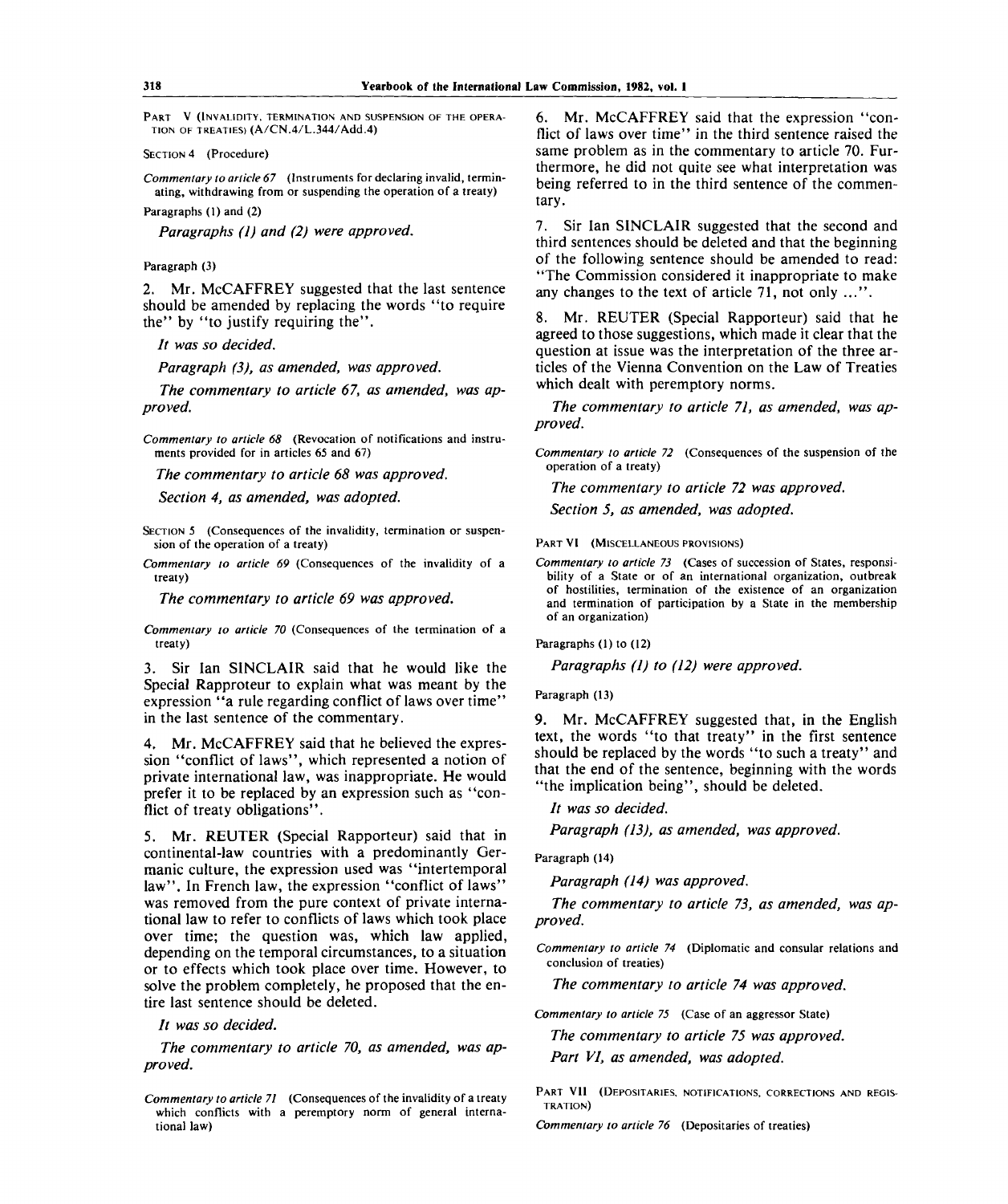PART V (INVALIDITY, TERMINATION AND SUSPENSION OF THE OPERATION OF TREATIES) (A/CN.4/L.344/Add.4)

SECTION 4 (Procedure)

*Commentary to article 67* (Instruments for declaring invalid, terminating, withdrawing from or suspending the operation of a treaty)

Paragraphs (1) and (2)

*Paragraphs (1) and (2) were approved.*

Paragraph (3)

2. Mr. McCAFFREY suggested that the last sentence should be amended by replacing the words "to require the" by "to justify requiring the".

*It was so decided.*

*Paragraph (3), as amended, was approved.*

*The commentary to article 67, as amended, was approved.*

*Commentary to article 68* (Revocation of notifications and instruments provided for in articles 65 and 67)

*The commentary to article 68 was approved.*

*Section 4, as amended, was adopted.*

SECTION 5 (Consequences of the invalidity, termination or suspension of the operation of a treaty)

*Commentary to article 69* (Consequences of the invalidity of a treaty)

*The commentary to article 69 was approved.*

*Commentary to article 70* (Consequences of the termination of a treaty)

3. Sir Ian SINCLAIR said that he would like the Special Rapporteur to explain what was meant by the expression "a rule regarding conflict of laws over time" in the last sentence of the commentary.

4. Mr. McCAFFREY said that he believed the expression "conflict of laws", which represented a notion of private international law, was inappropriate. He would prefer it to be replaced by an expression such as "conflict of treaty obligations".

5. Mr. REUTER (Special Rapporteur) said that in continental-law countries with a predominantly Germanic culture, the expression used was "intertemporal law". In French law, the expression "conflict of laws" was removed from the pure context of private international law to refer to conflicts of laws which took place over time; the question was, which law applied, depending on the temporal circumstances, to a situation or to effects which took place over time. However, to solve the problem completely, he proposed that the entire last sentence should be deleted.

*It was so decided.*

*The commentary to article 70, as amended, was approved.*

*Commentary to article 71* (Consequences of the invalidity of a treaty which conflicts with a peremptory norm of general international law)

6. Mr. McCAFFREY said that the expression "conflict of laws over time" in the third sentence raised the same problem as in the commentary to article 70. Furthermore, he did not quite see what interpretation was being referred to in the third sentence of the commentary.

7. Sir Ian SINCLAIR suggested that the second and third sentences should be deleted and that the beginning of the following sentence should be amended to read: "The Commission considered it inappropriate to make any changes to the text of article 71, not only ...".

8. Mr. REUTER (Special Rapporteur) said that he agreed to those suggestions, which made it clear that the question at issue was the interpretation of the three articles of the Vienna Convention on the Law of Treaties which dealt with peremptory norms.

*The commentary to article 71, as amended, was approved.*

*Commentary to article 72* (Consequences of the suspension of the operation of a treaty)

*The commentary to article 72 was approved.*

*Section 5, as amended, was adopted.*

PART VI (MISCELLANEOUS PROVISIONS)

*Commentary to article 73* (Cases of succession of States, responsibility of a State or of an international organization, outbreak of hostilities, termination of the existence of an organization and termination of participation by a State in the membership of an organization)

Paragraphs (1) to (12)

*Paragraphs (1) to (12) were approved.*

Paragraph (13)

9. Mr. McCAFFREY suggested that, in the English text, the words "to that treaty" in the first sentence should be replaced by the words "to such a treaty" and that the end of the sentence, beginning with the words "the implication being", should be deleted.

*It was so decided.*

*Paragraph (13), as amended, was approved.*

Paragraph (14)

*Paragraph (14) was approved.*

*The commentary to article 73, as amended, was approved.*

*Commentary to article 74* (Diplomatic and consular relations and conclusion of treaties)

*The commentary to article 74 was approved.*

*Commentary to article 75* (Case of an aggressor State)

*The commentary to article 75 was approved.*

*Part VI, as amended, was adopted.*

PART VII (DEPOSITARIES, NOTIFICATIONS, CORRECTIONS AND REGISTRATION)

*Commentary to article 76* (Depositaries of treaties)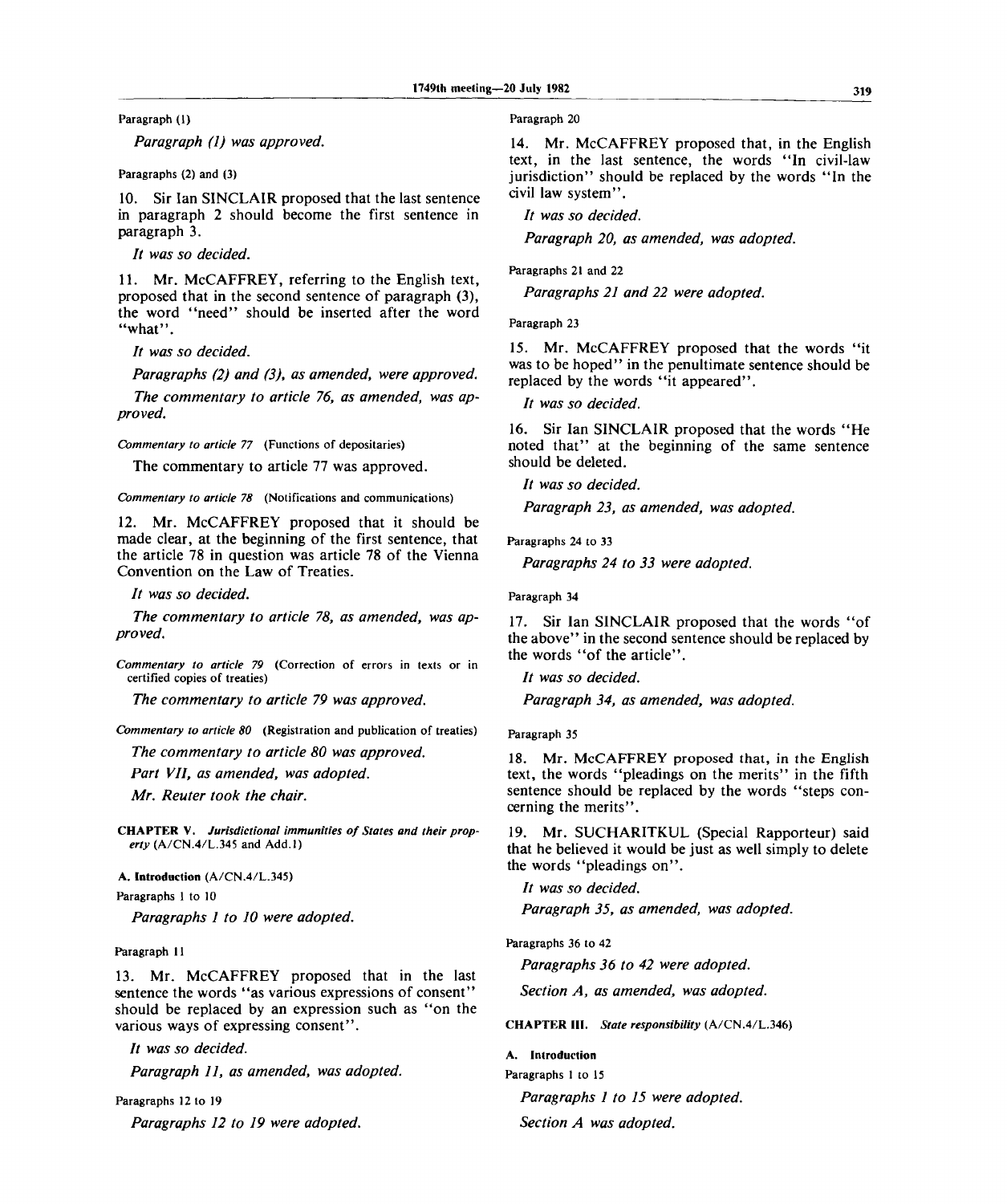Paragraph (1)

*Paragraph (1) was approved.*

Paragraphs (2) and (3)

10. Sir Ian SINCLAIR proposed that the last sentence in paragraph 2 should become the first sentence in paragraph 3.

*It was so decided.*

11. Mr. McCAFFREY, referring to the English text, proposed that in the second sentence of paragraph (3), the word "need" should be inserted after the word "what".

*It was so decided.*

*Paragraphs (2) and (3), as amended, were approved.*

*The commentary to article 76, as amended, was approved.*

*Commentary to article 77* (Functions of depositaries)

The commentary to article 77 was approved.

*Commentary to article 78* (Notifications and communications)

12. Mr. McCAFFREY proposed that it should be made clear, at the beginning of the first sentence, that the article 78 in question was article 78 of the Vienna Convention on the Law of Treaties.

*It was so decided.*

*The commentary to article 78, as amended, was approved.*

*Commentary to article 79* (Correction of errors in texts or in certified copies of treaties)

*The commentary to article 79 was approved.*

*Commentary to article 80* (Registration and publication of treaties)

*The commentary to article 80 was approved.*

*Part VII, as amended, was adopted.*

*Mr. Reuter took the chair.*

**CHAPTER V.** ***Jurisdictional immunities of States and their property*** **(A/CN.4/L.345 and Add.1)**

**A. Introduction (A/CN.4/L.345)**

Paragraphs 1 to 10

*Paragraphs 1 to 10 were adopted.*

Paragraph 11

13. Mr. McCAFFREY proposed that in the last sentence the words "as various expressions of consent" should be replaced by an expression such as "on the various ways of expressing consent".

*It was so decided.*

*Paragraph 11, as amended, was adopted.*

Paragraphs 12 to 19

*Paragraphs 12 to 19 were adopted.*

Paragraph 20

14. Mr. McCAFFREY proposed that, in the English text, in the last sentence, the words "In civil-law jurisdiction" should be replaced by the words "In the civil law system".

*It was so decided.*

*Paragraph 20, as amended, was adopted.*

Paragraphs 21 and 22

*Paragraphs 21 and 22 were adopted.*

Paragraph 23

15. Mr. McCAFFREY proposed that the words "it was to be hoped" in the penultimate sentence should be replaced by the words "it appeared".

*It was so decided.*

16. Sir Ian SINCLAIR proposed that the words "He noted that" at the beginning of the same sentence should be deleted.

*It was so decided.*

*Paragraph 23, as amended, was adopted.*

Paragraphs 24 to 33

*Paragraphs 24 to 33 were adopted.*

Paragraph 34

17. Sir Ian SINCLAIR proposed that the words "of the above" in the second sentence should be replaced by the words "of the article".

*It was so decided.*

*Paragraph 34, as amended, was adopted.*

Paragraph 35

18. Mr. McCAFFREY proposed that, in the English text, the words "pleadings on the merits" in the fifth sentence should be replaced by the words "steps concerning the merits".

19. Mr. SUCHARITKUL (Special Rapporteur) said that he believed it would be just as well simply to delete the words "pleadings on".

*It was so decided.*

*Paragraph 35, as amended, was adopted.*

Paragraphs 36 to 42

*Paragraphs 36 to 42 were adopted.*

*Section A, as amended, was adopted.*

**CHAPTER III.** ***State responsibility*** **(A/CN.4/L.346)**

**A. Introduction**

Paragraphs 1 to 15

*Paragraphs 1 to 15 were adopted.*

*Section A was adopted.*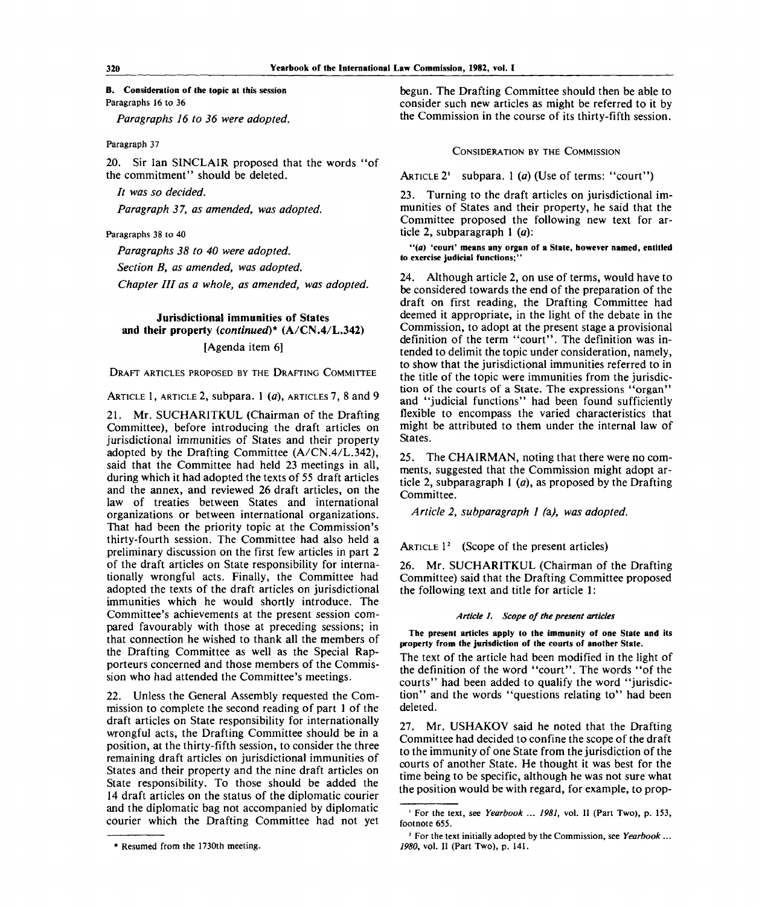**B. Consideration of the topic at this session**

Paragraphs 16 to 36

*Paragraphs 16 to 36 were adopted.*

Paragraph 37

20. Sir Ian SINCLAIR proposed that the words "of the commitment" should be deleted.

*It was so decided.*

*Paragraph 37, as amended, was adopted.*

Paragraphs 38 to 40

*Paragraphs 38 to 40 were adopted.*

*Section B, as amended, was adopted.*

*Chapter III as a whole, as amended, was adopted.*

## Jurisdictional immunities of States and their property (*continued*)* (A/CN.4/L.342)

[Agenda item 6]

DRAFT ARTICLES PROPOSED BY THE DRAFTING COMMITTEE

ARTICLE 1, ARTICLE 2, subpara. 1 (*a*), ARTICLES 7, 8 and 9

21. Mr. SUCHARITKUL (Chairman of the Drafting Committee), before introducing the draft articles on jurisdictional immunities of States and their property adopted by the Drafting Committee (A/CN.4/L.342), said that the Committee had held 23 meetings in all, during which it had adopted the texts of 55 draft articles and the annex, and reviewed 26 draft articles, on the law of treaties between States and international organizations or between international organizations. That had been the priority topic at the Commission's thirty-fourth session. The Committee had also held a preliminary discussion on the first few articles in part 2 of the draft articles on State responsibility for internationally wrongful acts. Finally, the Committee had adopted the texts of the draft articles on jurisdictional immunities which he would shortly introduce. The Committee's achievements at the present session compared favourably with those at preceding sessions; in that connection he wished to thank all the members of the Drafting Committee as well as the Special Rapporteurs concerned and those members of the Commission who had attended the Committee's meetings.

22. Unless the General Assembly requested the Commission to complete the second reading of part 1 of the draft articles on State responsibility for internationally wrongful acts, the Drafting Committee should be in a position, at the thirty-fifth session, to consider the three remaining draft articles on jurisdictional immunities of States and their property and the nine draft articles on State responsibility. To those should be added the 14 draft articles on the status of the diplomatic courier and the diplomatic bag not accompanied by diplomatic courier which the Drafting Committee had not yet begun. The Drafting Committee should then be able to consider such new articles as might be referred to it by the Commission in the course of its thirty-fifth session.

CONSIDERATION BY THE COMMISSION

ARTICLE 2[1] subpara. 1 (*a*) (Use of terms: "court")

23. Turning to the draft articles on jurisdictional immunities of States and their property, he said that the Committee proposed the following new text for article 2, subparagraph 1 (*a*):

**"(*a*) 'court' means any organ of a State, however named, entitled to exercise judicial functions;"**

24. Although article 2, on use of terms, would have to be considered towards the end of the preparation of the draft on first reading, the Drafting Committee had deemed it appropriate, in the light of the debate in the Commission, to adopt at the present stage a provisional definition of the term "court". The definition was intended to delimit the topic under consideration, namely, to show that the jurisdictional immunities referred to in the title of the topic were immunities from the jurisdiction of the courts of a State. The expressions "organ" and "judicial functions" had been found sufficiently flexible to encompass the varied characteristics that might be attributed to them under the internal law of States.

25. The CHAIRMAN, noting that there were no comments, suggested that the Commission might adopt article 2, subparagraph 1 (*a*), as proposed by the Drafting Committee.

*Article 2, subparagraph 1 (*a*), was adopted.*

ARTICLE 1[2] (Scope of the present articles)

26. Mr. SUCHARITKUL (Chairman of the Drafting Committee) said that the Drafting Committee proposed the following text and title for article 1:

*Article 1. Scope of the present articles*

**The present articles apply to the immunity of one State and its property from the jurisdiction of the courts of another State.**

The text of the article had been modified in the light of the definition of the word "court". The words "of the courts" had been added to qualify the word "jurisdiction" and the words "questions relating to" had been deleted.

27. Mr. USHAKOV said he noted that the Drafting Committee had decided to confine the scope of the draft to the immunity of one State from the jurisdiction of the courts of another State. He thought it was best for the time being to be specific, although he was not sure what the position would be with regard, for example, to prop-

---

\* Resumed from the 1730th meeting.

[1] For the text, see *Yearbook ... 1981*, vol. II (Part Two), p. 153, footnote 655.

[2] For the text initially adopted by the Commission, see *Yearbook ... 1980*, vol. II (Part Two), p. 141.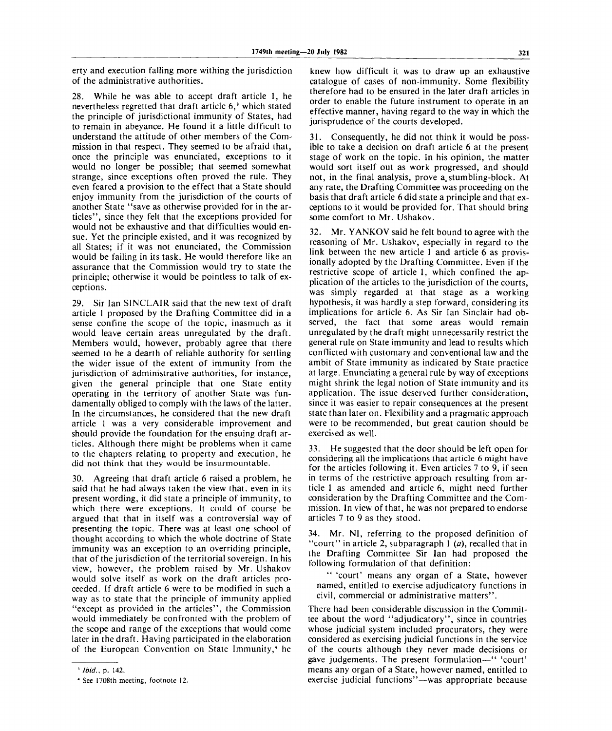erty and execution falling more withing the jurisdiction of the administrative authorities.

28. While he was able to accept draft article 1, he nevertheless regretted that draft article 6,[3] which stated the principle of jurisdictional immunity of States, had to remain in abeyance. He found it a little difficult to understand the attitude of other members of the Commission in that respect. They seemed to be afraid that, once the principle was enunciated, exceptions to it would no longer be possible; that seemed somewhat strange, since exceptions often proved the rule. They even feared a provision to the effect that a State should enjoy immunity from the jurisdiction of the courts of another State "save as otherwise provided for in the articles", since they felt that the exceptions provided for would not be exhaustive and that difficulties would ensue. Yet the principle existed, and it was recognized by all States; if it was not enunciated, the Commission would be failing in its task. He would therefore like an assurance that the Commission would try to state the principle; otherwise it would be pointless to talk of exceptions.

29. Sir Ian SINCLAIR said that the new text of draft article 1 proposed by the Drafting Committee did in a sense confine the scope of the topic, inasmuch as it would leave certain areas unregulated by the draft. Members would, however, probably agree that there seemed to be a dearth of reliable authority for settling the wider issue of the extent of immunity from the jurisdiction of administrative authorities, for instance, given the general principle that one State entity operating in the territory of another State was fundamentally obliged to comply with the laws of the latter. In the circumstances, he considered that the new draft article 1 was a very considerable improvement and should provide the foundation for the ensuing draft articles. Although there might be problems when it came to the chapters relating to property and execution, he did not think that they would be insurmountable.

30. Agreeing that draft article 6 raised a problem, he said that he had always taken the view that, even in its present wording, it did state a principle of immunity, to which there were exceptions. It could of course be argued that that in itself was a controversial way of presenting the topic. There was at least one school of thought according to which the whole doctrine of State immunity was an exception to an overriding principle, that of the jurisdiction of the territorial sovereign. In his view, however, the problem raised by Mr. Ushakov would solve itself as work on the draft articles proceeded. If draft article 6 were to be modified in such a way as to state that the principle of immunity applied "except as provided in the articles", the Commission would immediately be confronted with the problem of the scope and range of the exceptions that would come later in the draft. Having participated in the elaboration of the European Convention on State Immunity,[4] he knew how difficult it was to draw up an exhaustive catalogue of cases of non-immunity. Some flexibility therefore had to be ensured in the later draft articles in order to enable the future instrument to operate in an effective manner, having regard to the way in which the jurisprudence of the courts developed.

31. Consequently, he did not think it would be possible to take a decision on draft article 6 at the present stage of work on the topic. In his opinion, the matter would sort itself out as work progressed, and should not, in the final analysis, prove a stumbling-block. At any rate, the Drafting Committee was proceeding on the basis that draft article 6 did state a principle and that exceptions to it would be provided for. That should bring some comfort to Mr. Ushakov.

32. Mr. YANKOV said he felt bound to agree with the reasoning of Mr. Ushakov, especially in regard to the link between the new article 1 and article 6 as provisionally adopted by the Drafting Committee. Even if the restrictive scope of article 1, which confined the application of the articles to the jurisdiction of the courts, was simply regarded at that stage as a working hypothesis, it was hardly a step forward, considering its implications for article 6. As Sir Ian Sinclair had observed, the fact that some areas would remain unregulated by the draft might unnecessarily restrict the general rule on State immunity and lead to results which conflicted with customary and conventional law and the ambit of State immunity as indicated by State practice at large. Enunciating a general rule by way of exceptions might shrink the legal notion of State immunity and its application. The issue deserved further consideration, since it was easier to repair consequences at the present state than later on. Flexibility and a pragmatic approach were to be recommended, but great caution should be exercised as well.

33. He suggested that the door should be left open for considering all the implications that article 6 might have for the articles following it. Even articles 7 to 9, if seen in terms of the restrictive approach resulting from article 1 as amended and article 6, might need further consideration by the Drafting Committee and the Commission. In view of that, he was not prepared to endorse articles 7 to 9 as they stood.

34. Mr. NI, referring to the proposed definition of "court" in article 2, subparagraph 1 (*a*), recalled that in the Drafting Committee Sir Ian had proposed the following formulation of that definition:

> " 'court' means any organ of a State, however named, entitled to exercise adjudicatory functions in civil, commercial or administrative matters".

There had been considerable discussion in the Committee about the word "adjudicatory", since in countries whose judicial system included procurators, they were considered as exercising judicial functions in the service of the courts although they never made decisions or gave judgements. The present formulation—" 'court' means any organ of a State, however named, entitled to exercise judicial functions"—was appropriate because

---

[3] *Ibid.*, p. 142.

[4] See 1708th meeting, footnote 12.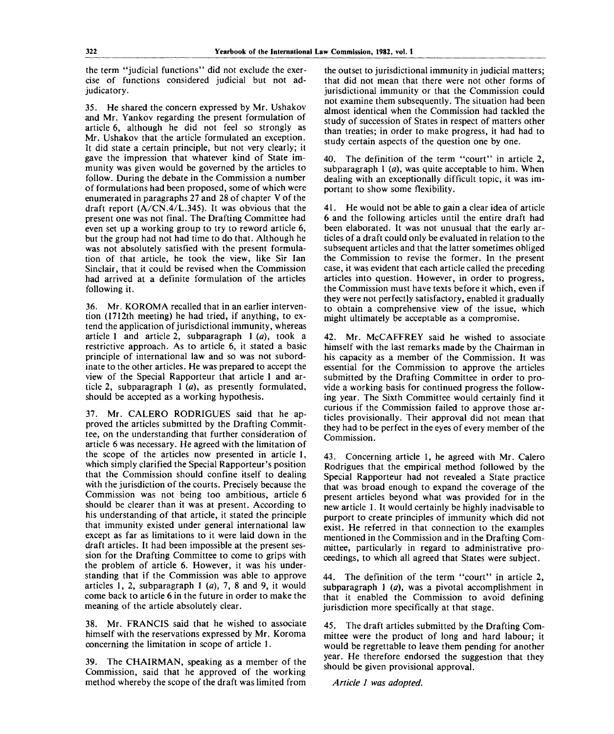the term "judicial functions" did not exclude the exercise of functions considered judicial but not adjudicatory.

35. He shared the concern expressed by Mr. Ushakov and Mr. Yankov regarding the present formulation of article 6, although he did not feel so strongly as Mr. Ushakov that the article formulated an exception. It did state a certain principle, but not very clearly; it gave the impression that whatever kind of State immunity was given would be governed by the articles to follow. During the debate in the Commission a number of formulations had been proposed, some of which were enumerated in paragraphs 27 and 28 of chapter V of the draft report (A/CN.4/L.345). It was obvious that the present one was not final. The Drafting Committee had even set up a working group to try to reword article 6, but the group had not had time to do that. Although he was not absolutely satisfied with the present formulation of that article, he took the view, like Sir Ian Sinclair, that it could be revised when the Commission had arrived at a definite formulation of the articles following it.

36. Mr. KOROMA recalled that in an earlier intervention (1712th meeting) he had tried, if anything, to extend the application of jurisdictional immunity, whereas article 1 and article 2, subparagraph 1 (*a*), took a restrictive approach. As to article 6, it stated a basic principle of international law and so was not subordinate to the other articles. He was prepared to accept the view of the Special Rapporteur that article 1 and article 2, subparagraph 1 (*a*), as presently formulated, should be accepted as a working hypothesis.

37. Mr. CALERO RODRIGUES said that he approved the articles submitted by the Drafting Committee, on the understanding that further consideration of article 6 was necessary. He agreed with the limitation of the scope of the articles now presented in article 1, which simply clarified the Special Rapporteur's position that the Commission should confine itself to dealing with the jurisdiction of the courts. Precisely because the Commission was not being too ambitious, article 6 should be clearer than it was at present. According to his understanding of that article, it stated the principle that immunity existed under general international law except as far as limitations to it were laid down in the draft articles. It had been impossible at the present session for the Drafting Committee to come to grips with the problem of article 6. However, it was his understanding that if the Commission was able to approve articles 1, 2, subparagraph 1 (*a*), 7, 8 and 9, it would come back to article 6 in the future in order to make the meaning of the article absolutely clear.

38. Mr. FRANCIS said that he wished to associate himself with the reservations expressed by Mr. Koroma concerning the limitation in scope of article 1.

39. The CHAIRMAN, speaking as a member of the Commission, said that he approved of the working method whereby the scope of the draft was limited from the outset to jurisdictional immunity in judicial matters; that did not mean that there were not other forms of jurisdictional immunity or that the Commission could not examine them subsequently. The situation had been almost identical when the Commission had tackled the study of succession of States in respect of matters other than treaties; in order to make progress, it had had to study certain aspects of the question one by one.

40. The definition of the term "court" in article 2, subparagraph 1 (*a*), was quite acceptable to him. When dealing with an exceptionally difficult topic, it was important to show some flexibility.

41. He would not be able to gain a clear idea of article 6 and the following articles until the entire draft had been elaborated. It was not unusual that the early articles of a draft could only be evaluated in relation to the subsequent articles and that the latter sometimes obliged the Commission to revise the former. In the present case, it was evident that each article called the preceding articles into question. However, in order to progress, the Commission must have texts before it which, even if they were not perfectly satisfactory, enabled it gradually to obtain a comprehensive view of the issue, which might ultimately be acceptable as a compromise.

42. Mr. McCAFFREY said he wished to associate himself with the last remarks made by the Chairman in his capacity as a member of the Commission. It was essential for the Commission to approve the articles submitted by the Drafting Committee in order to provide a working basis for continued progress the following year. The Sixth Committee would certainly find it curious if the Commission failed to approve those articles provisionally. Their approval did not mean that they had to be perfect in the eyes of every member of the Commission.

43. Concerning article 1, he agreed with Mr. Calero Rodrigues that the empirical method followed by the Special Rapporteur had not revealed a State practice that was broad enough to expand the coverage of the present articles beyond what was provided for in the new article 1. It would certainly be highly inadvisable to purport to create principles of immunity which did not exist. He referred in that connection to the examples mentioned in the Commission and in the Drafting Committee, particularly in regard to administrative proceedings, to which all agreed that States were subject.

44. The definition of the term "court" in article 2, subparagraph 1 (*a*), was a pivotal accomplishment in that it enabled the Commission to avoid defining jurisdiction more specifically at that stage.

45. The draft articles submitted by the Drafting Committee were the product of long and hard labour; it would be regrettable to leave them pending for another year. He therefore endorsed the suggestion that they should be given provisional approval.

*Article 1 was adopted.*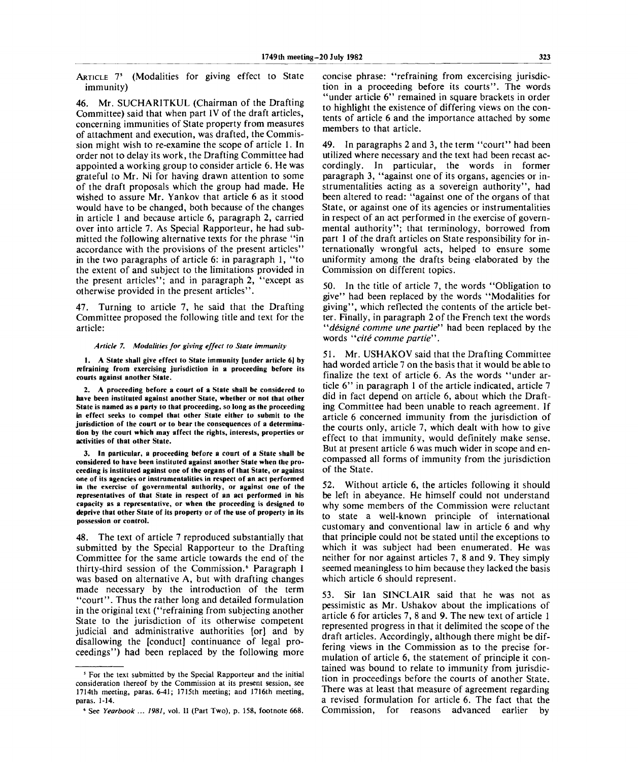ARTICLE 7[5] (Modalities for giving effect to State immunity)

46. Mr. SUCHARITKUL (Chairman of the Drafting Committee) said that when part IV of the draft articles, concerning immunities of State property from measures of attachment and execution, was drafted, the Commission might wish to re-examine the scope of article 1. In order not to delay its work, the Drafting Committee had appointed a working group to consider article 6. He was grateful to Mr. Ni for having drawn attention to some of the draft proposals which the group had made. He wished to assure Mr. Yankov that article 6 as it stood would have to be changed, both because of the changes in article 1 and because article 6, paragraph 2, carried over into article 7. As Special Rapporteur, he had submitted the following alternative texts for the phrase "in accordance with the provisions of the present articles" in the two paragraphs of article 6: in paragraph 1, "to the extent of and subject to the limitations provided in the present articles"; and in paragraph 2, "except as otherwise provided in the present articles".

47. Turning to article 7, he said that the Drafting Committee proposed the following title and text for the article:

*Article 7. Modalities for giving effect to State immunity*

**1. A State shall give effect to State immunity [under article 6] by refraining from exercising jurisdiction in a proceeding before its courts against another State.**

**2. A proceeding before a court of a State shall be considered to have been instituted against another State, whether or not that other State is named as a party to that proceeding, so long as the proceeding in effect seeks to compel that other State either to submit to the jurisdiction of the court or to bear the consequences of a determination by the court which may affect the rights, interests, properties or activities of that other State.**

**3. In particular, a proceeding before a court of a State shall be considered to have been instituted against another State when the proceeding is instituted against one of the organs of that State, or against one of its agencies or instrumentalities in respect of an act performed in the exercise of governmental authority, or against one of the representatives of that State in respect of an act performed in his capacity as a representative, or when the proceeding is designed to deprive that other State of its property or of the use of property in its possession or control.**

48. The text of article 7 reproduced substantially that submitted by the Special Rapporteur to the Drafting Committee for the same article towards the end of the thirty-third session of the Commission.[6] Paragraph 1 was based on alternative A, but with drafting changes made necessary by the introduction of the term "court". Thus the rather long and detailed formulation in the original text ("refraining from subjecting another State to the jurisdiction of its otherwise competent judicial and administrative authorities [or] and by disallowing the [conduct] continuance of legal proceedings") had been replaced by the following more concise phrase: "refraining from excercising jurisdiction in a proceeding before its courts". The words "under article 6" remained in square brackets in order to highlight the existence of differing views on the contents of article 6 and the importance attached by some members to that article.

49. In paragraphs 2 and 3, the term "court" had been utilized where necessary and the text had been recast accordingly. In particular, the words in former paragraph 3, "against one of its organs, agencies or instrumentalities acting as a sovereign authority", had been altered to read: "against one of the organs of that State, or against one of its agencies or instrumentalities in respect of an act performed in the exercise of governmental authority"; that terminology, borrowed from part 1 of the draft articles on State responsibility for internationally wrongful acts, helped to ensure some uniformity among the drafts being elaborated by the Commission on different topics.

50. In the title of article 7, the words "Obligation to give" had been replaced by the words "Modalities for giving", which reflected the contents of the article better. Finally, in paragraph 2 of the French text the words "*désigné comme une partie*" had been replaced by the words "*cité comme partie*".

51. Mr. USHAKOV said that the Drafting Committee had worded article 7 on the basis that it would be able to finalize the text of article 6. As the words "under article 6" in paragraph 1 of the article indicated, article 7 did in fact depend on article 6, about which the Drafting Committee had been unable to reach agreement. If article 6 concerned immunity from the jurisdiction of the courts only, article 7, which dealt with how to give effect to that immunity, would definitely make sense. But at present article 6 was much wider in scope and encompassed all forms of immunity from the jurisdiction of the State.

52. Without article 6, the articles following it should be left in abeyance. He himself could not understand why some members of the Commission were reluctant to state a well-known principle of international customary and conventional law in article 6 and why that principle could not be stated until the exceptions to which it was subject had been enumerated. He was neither for nor against articles 7, 8 and 9. They simply seemed meaningless to him because they lacked the basis which article 6 should represent.

53. Sir Ian SINCLAIR said that he was not as pessimistic as Mr. Ushakov about the implications of article 6 for articles 7, 8 and 9. The new text of article 1 represented progress in that it delimited the scope of the draft articles. Accordingly, although there might be differing views in the Commission as to the precise formulation of article 6, the statement of principle it contained was bound to relate to immunity from jurisdiction in proceedings before the courts of another State. There was at least that measure of agreement regarding a revised formulation for article 6. The fact that the Commission, for reasons advanced earlier by

---

[5] For the text submitted by the Special Rapporteur and the initial consideration thereof by the Commission at its present session, see 1714th meeting, paras. 6-41; 1715th meeting; and 1716th meeting, paras. 1-14.

[6] See *Yearbook ... 1981*, vol. II (Part Two), p. 158, footnote 668.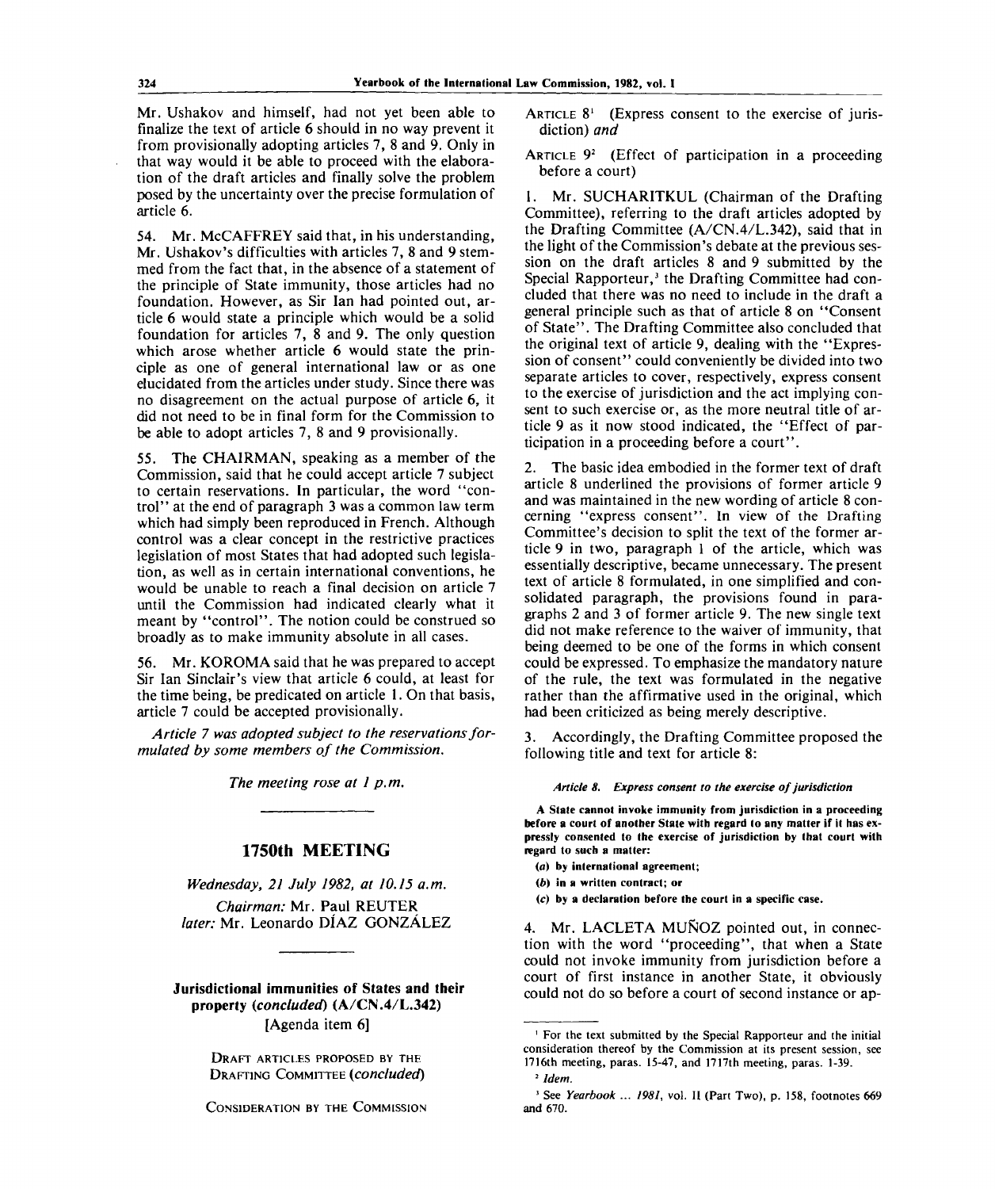Mr. Ushakov and himself, had not yet been able to finalize the text of article 6 should in no way prevent it from provisionally adopting articles 7, 8 and 9. Only in that way would it be able to proceed with the elaboration of the draft articles and finally solve the problem posed by the uncertainty over the precise formulation of article 6.

54. Mr. McCAFFREY said that, in his understanding, Mr. Ushakov's difficulties with articles 7, 8 and 9 stemmed from the fact that, in the absence of a statement of the principle of State immunity, those articles had no foundation. However, as Sir Ian had pointed out, article 6 would state a principle which would be a solid foundation for articles 7, 8 and 9. The only question which arose whether article 6 would state the principle as one of general international law or as one elucidated from the articles under study. Since there was no disagreement on the actual purpose of article 6, it did not need to be in final form for the Commission to be able to adopt articles 7, 8 and 9 provisionally.

55. The CHAIRMAN, speaking as a member of the Commission, said that he could accept article 7 subject to certain reservations. In particular, the word "control" at the end of paragraph 3 was a common law term which had simply been reproduced in French. Although control was a clear concept in the restrictive practices legislation of most States that had adopted such legislation, as well as in certain international conventions, he would be unable to reach a final decision on article 7 until the Commission had indicated clearly what it meant by "control". The notion could be construed so broadly as to make immunity absolute in all cases.

56. Mr. KOROMA said that he was prepared to accept Sir Ian Sinclair's view that article 6 could, at least for the time being, be predicated on article 1. On that basis, article 7 could be accepted provisionally.

*Article 7 was adopted subject to the reservations formulated by some members of the Commission.*

*The meeting rose at 1 p.m.*

## 1750th MEETING

*Wednesday, 21 July 1982, at 10.15 a.m.*

*Chairman:* Mr. Paul REUTER
*later:* Mr. Leonardo DÍAZ GONZÁLEZ

### Jurisdictional immunities of States and their property (*concluded*) (A/CN.4/L.342)
[Agenda item 6]

DRAFT ARTICLES PROPOSED BY THE DRAFTING COMMITTEE (*concluded*)

CONSIDERATION BY THE COMMISSION

ARTICLE 8[1] (Express consent to the exercise of jurisdiction) *and*

ARTICLE 9[2] (Effect of participation in a proceeding before a court)

1. Mr. SUCHARITKUL (Chairman of the Drafting Committee), referring to the draft articles adopted by the Drafting Committee (A/CN.4/L.342), said that in the light of the Commission's debate at the previous session on the draft articles 8 and 9 submitted by the Special Rapporteur,[3] the Drafting Committee had concluded that there was no need to include in the draft a general principle such as that of article 8 on "Consent of State". The Drafting Committee also concluded that the original text of article 9, dealing with the "Expression of consent" could conveniently be divided into two separate articles to cover, respectively, express consent to the exercise of jurisdiction and the act implying consent to such exercise or, as the more neutral title of article 9 as it now stood indicated, the "Effect of participation in a proceeding before a court".

2. The basic idea embodied in the former text of draft article 8 underlined the provisions of former article 9 and was maintained in the new wording of article 8 concerning "express consent". In view of the Drafting Committee's decision to split the text of the former article 9 in two, paragraph 1 of the article, which was essentially descriptive, became unnecessary. The present text of article 8 formulated, in one simplified and consolidated paragraph, the provisions found in paragraphs 2 and 3 of former article 9. The new single text did not make reference to the waiver of immunity, that being deemed to be one of the forms in which consent could be expressed. To emphasize the mandatory nature of the rule, the text was formulated in the negative rather than the affirmative used in the original, which had been criticized as being merely descriptive.

3. Accordingly, the Drafting Committee proposed the following title and text for article 8:

*Article 8. Express consent to the exercise of jurisdiction*

**A State cannot invoke immunity from jurisdiction in a proceeding before a court of another State with regard to any matter if it has expressly consented to the exercise of jurisdiction by that court with regard to such a matter:**

**(a) by international agreement;**

**(b) in a written contract; or**

**(c) by a declaration before the court in a specific case.**

4. Mr. LACLETA MUÑOZ pointed out, in connection with the word "proceeding", that when a State could not invoke immunity from jurisdiction before a court of first instance in another State, it obviously could not do so before a court of second instance or ap-

---

[1] For the text submitted by the Special Rapporteur and the initial consideration thereof by the Commission at its present session, see 1716th meeting, paras. 15-47, and 1717th meeting, paras. 1-39.

[2] *Idem.*

[3] See *Yearbook ... 1981*, vol. II (Part Two), p. 158, footnotes 669 and 670.